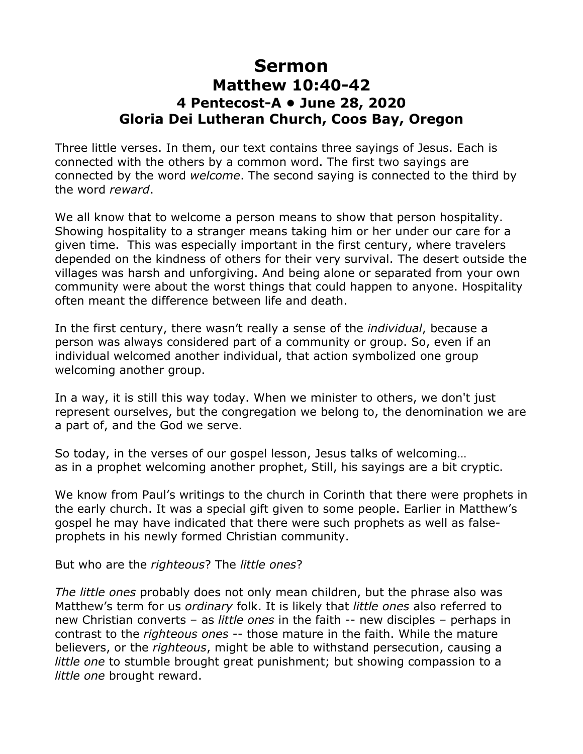# Sermon
## Matthew 10:40-42
### 4 Pentecost-A • June 28, 2020
### Gloria Dei Lutheran Church, Coos Bay, Oregon

Three little verses. In them, our text contains three sayings of Jesus. Each is connected with the others by a common word. The first two sayings are connected by the word *welcome*. The second saying is connected to the third by the word *reward*.

We all know that to welcome a person means to show that person hospitality. Showing hospitality to a stranger means taking him or her under our care for a given time. This was especially important in the first century, where travelers depended on the kindness of others for their very survival. The desert outside the villages was harsh and unforgiving. And being alone or separated from your own community were about the worst things that could happen to anyone. Hospitality often meant the difference between life and death.

In the first century, there wasn't really a sense of the *individual*, because a person was always considered part of a community or group. So, even if an individual welcomed another individual, that action symbolized one group welcoming another group.

In a way, it is still this way today. When we minister to others, we don't just represent ourselves, but the congregation we belong to, the denomination we are a part of, and the God we serve.

So today, in the verses of our gospel lesson, Jesus talks of welcoming…
as in a prophet welcoming another prophet, Still, his sayings are a bit cryptic.

We know from Paul's writings to the church in Corinth that there were prophets in the early church. It was a special gift given to some people. Earlier in Matthew's gospel he may have indicated that there were such prophets as well as false-prophets in his newly formed Christian community.

But who are the *righteous*? The *little ones*?

*The little ones* probably does not only mean children, but the phrase also was Matthew's term for us *ordinary* folk. It is likely that *little ones* also referred to new Christian converts – as *little ones* in the faith -- new disciples – perhaps in contrast to the *righteous ones* -- those mature in the faith. While the mature believers, or the *righteous*, might be able to withstand persecution, causing a *little one* to stumble brought great punishment; but showing compassion to a *little one* brought reward.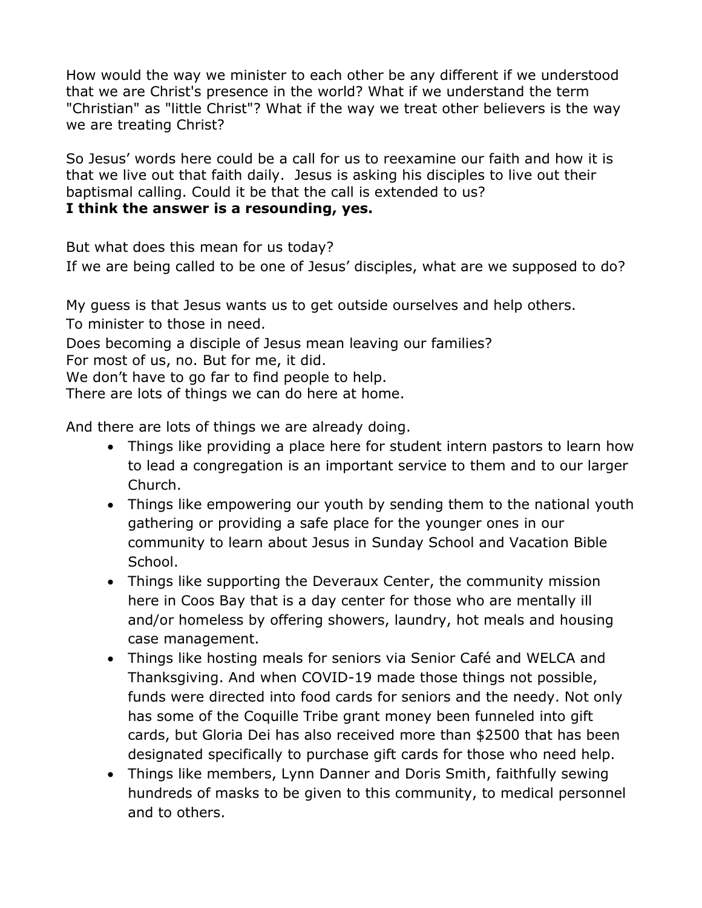How would the way we minister to each other be any different if we understood that we are Christ's presence in the world? What if we understand the term "Christian" as "little Christ"? What if the way we treat other believers is the way we are treating Christ?

So Jesus' words here could be a call for us to reexamine our faith and how it is that we live out that faith daily. Jesus is asking his disciples to live out their baptismal calling. Could it be that the call is extended to us?
**I think the answer is a resounding, yes.**

But what does this mean for us today?
If we are being called to be one of Jesus' disciples, what are we supposed to do?

My guess is that Jesus wants us to get outside ourselves and help others.
To minister to those in need.
Does becoming a disciple of Jesus mean leaving our families?
For most of us, no. But for me, it did.
We don't have to go far to find people to help.
There are lots of things we can do here at home.

And there are lots of things we are already doing.

- Things like providing a place here for student intern pastors to learn how to lead a congregation is an important service to them and to our larger Church.
- Things like empowering our youth by sending them to the national youth gathering or providing a safe place for the younger ones in our community to learn about Jesus in Sunday School and Vacation Bible School.
- Things like supporting the Deveraux Center, the community mission here in Coos Bay that is a day center for those who are mentally ill and/or homeless by offering showers, laundry, hot meals and housing case management.
- Things like hosting meals for seniors via Senior Café and WELCA and Thanksgiving. And when COVID-19 made those things not possible, funds were directed into food cards for seniors and the needy. Not only has some of the Coquille Tribe grant money been funneled into gift cards, but Gloria Dei has also received more than $2500 that has been designated specifically to purchase gift cards for those who need help.
- Things like members, Lynn Danner and Doris Smith, faithfully sewing hundreds of masks to be given to this community, to medical personnel and to others.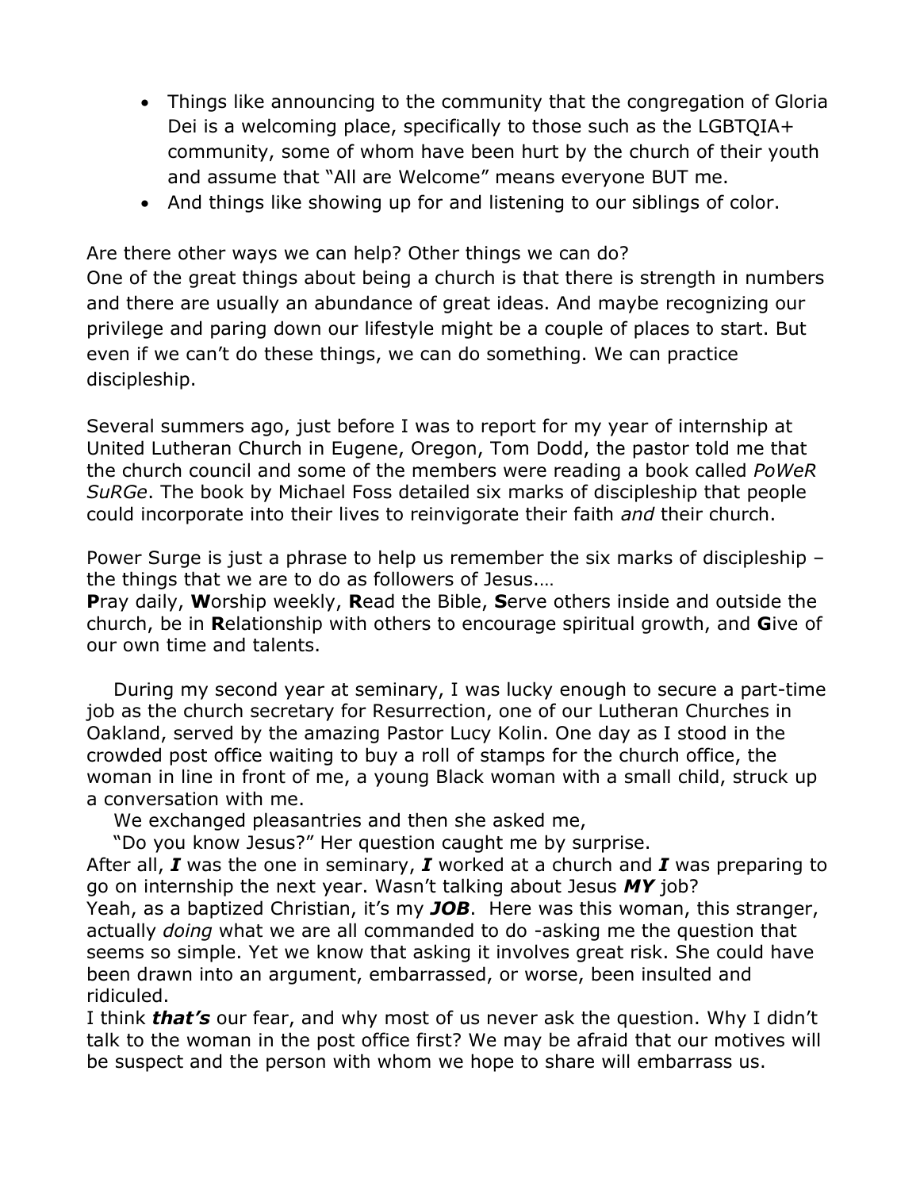- Things like announcing to the community that the congregation of Gloria Dei is a welcoming place, specifically to those such as the LGBTQIA+ community, some of whom have been hurt by the church of their youth and assume that "All are Welcome" means everyone BUT me.
- And things like showing up for and listening to our siblings of color.

Are there other ways we can help? Other things we can do?
One of the great things about being a church is that there is strength in numbers and there are usually an abundance of great ideas. And maybe recognizing our privilege and paring down our lifestyle might be a couple of places to start. But even if we can't do these things, we can do something. We can practice discipleship.

Several summers ago, just before I was to report for my year of internship at United Lutheran Church in Eugene, Oregon, Tom Dodd, the pastor told me that the church council and some of the members were reading a book called *PoWeR SuRGe*. The book by Michael Foss detailed six marks of discipleship that people could incorporate into their lives to reinvigorate their faith *and* their church.

Power Surge is just a phrase to help us remember the six marks of discipleship – the things that we are to do as followers of Jesus….
**P**ray daily, **W**orship weekly, **R**ead the Bible, **S**erve others inside and outside the church, be in **R**elationship with others to encourage spiritual growth, and **G**ive of our own time and talents.

During my second year at seminary, I was lucky enough to secure a part-time job as the church secretary for Resurrection, one of our Lutheran Churches in Oakland, served by the amazing Pastor Lucy Kolin. One day as I stood in the crowded post office waiting to buy a roll of stamps for the church office, the woman in line in front of me, a young Black woman with a small child, struck up a conversation with me.

We exchanged pleasantries and then she asked me,

"Do you know Jesus?" Her question caught me by surprise.
After all, ***I*** was the one in seminary, ***I*** worked at a church and ***I*** was preparing to go on internship the next year. Wasn't talking about Jesus ***MY*** job?
Yeah, as a baptized Christian, it's my ***JOB***. Here was this woman, this stranger, actually *doing* what we are all commanded to do -asking me the question that seems so simple. Yet we know that asking it involves great risk. She could have been drawn into an argument, embarrassed, or worse, been insulted and ridiculed.
I think ***that's*** our fear, and why most of us never ask the question. Why I didn't talk to the woman in the post office first? We may be afraid that our motives will be suspect and the person with whom we hope to share will embarrass us.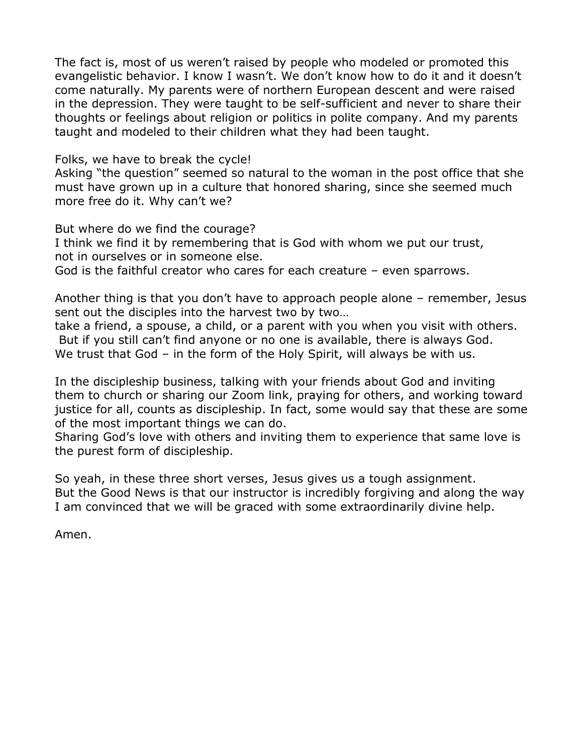The fact is, most of us weren't raised by people who modeled or promoted this evangelistic behavior. I know I wasn't. We don't know how to do it and it doesn't come naturally. My parents were of northern European descent and were raised in the depression. They were taught to be self-sufficient and never to share their thoughts or feelings about religion or politics in polite company. And my parents taught and modeled to their children what they had been taught.

Folks, we have to break the cycle!
Asking "the question" seemed so natural to the woman in the post office that she must have grown up in a culture that honored sharing, since she seemed much more free do it. Why can't we?

But where do we find the courage?
I think we find it by remembering that is God with whom we put our trust, not in ourselves or in someone else.
God is the faithful creator who cares for each creature – even sparrows.

Another thing is that you don't have to approach people alone – remember, Jesus sent out the disciples into the harvest two by two…
take a friend, a spouse, a child, or a parent with you when you visit with others.
But if you still can't find anyone or no one is available, there is always God.
We trust that God – in the form of the Holy Spirit, will always be with us.

In the discipleship business, talking with your friends about God and inviting them to church or sharing our Zoom link, praying for others, and working toward justice for all, counts as discipleship. In fact, some would say that these are some of the most important things we can do.
Sharing God's love with others and inviting them to experience that same love is the purest form of discipleship.

So yeah, in these three short verses, Jesus gives us a tough assignment.
But the Good News is that our instructor is incredibly forgiving and along the way I am convinced that we will be graced with some extraordinarily divine help.

Amen.